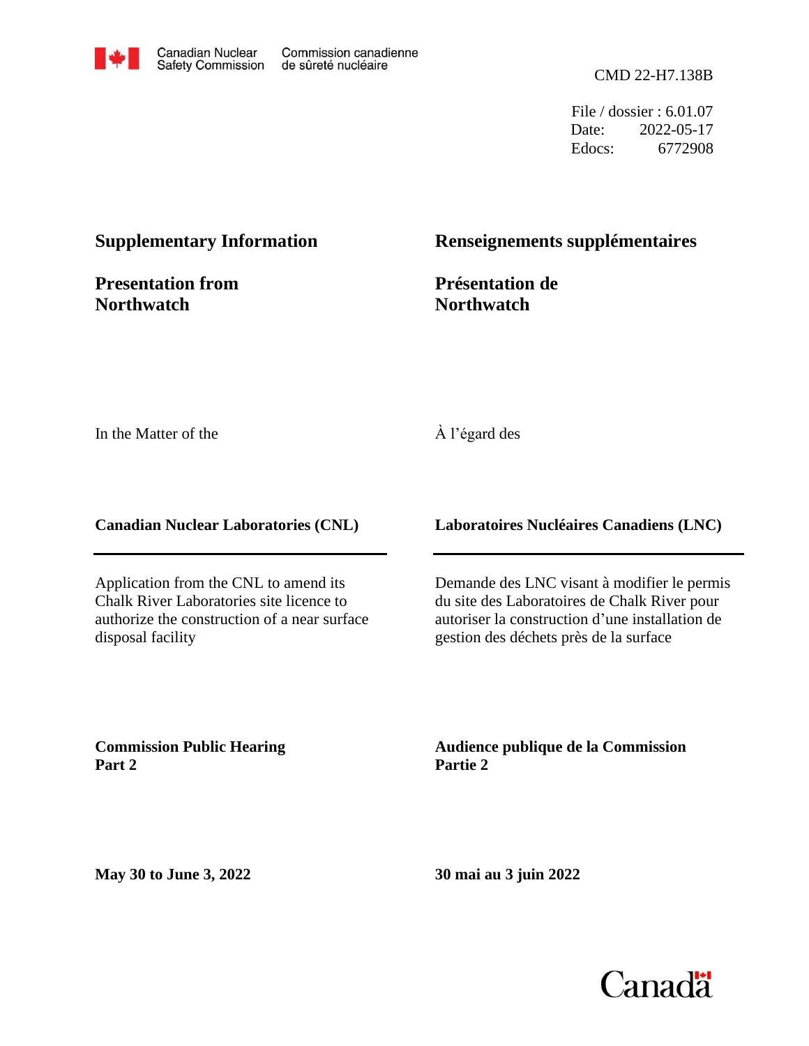Canadian Nuclear Safety Commission | Commission canadienne de sûreté nucléaire

CMD 22-H7.138B

File / dossier : 6.01.07
Date: 2022-05-17
Edocs: 6772908

## Supplementary Information

## Renseignements supplémentaires

## Presentation from Northwatch

## Présentation de Northwatch

In the Matter of the

À l'égard des

**Canadian Nuclear Laboratories (CNL)**

**Laboratoires Nucléaires Canadiens (LNC)**

Application from the CNL to amend its Chalk River Laboratories site licence to authorize the construction of a near surface disposal facility

Demande des LNC visant à modifier le permis du site des Laboratoires de Chalk River pour autoriser la construction d'une installation de gestion des déchets près de la surface

**Commission Public Hearing**
**Part 2**

**Audience publique de la Commission**
**Partie 2**

**May 30 to June 3, 2022**

**30 mai au 3 juin 2022**

Canada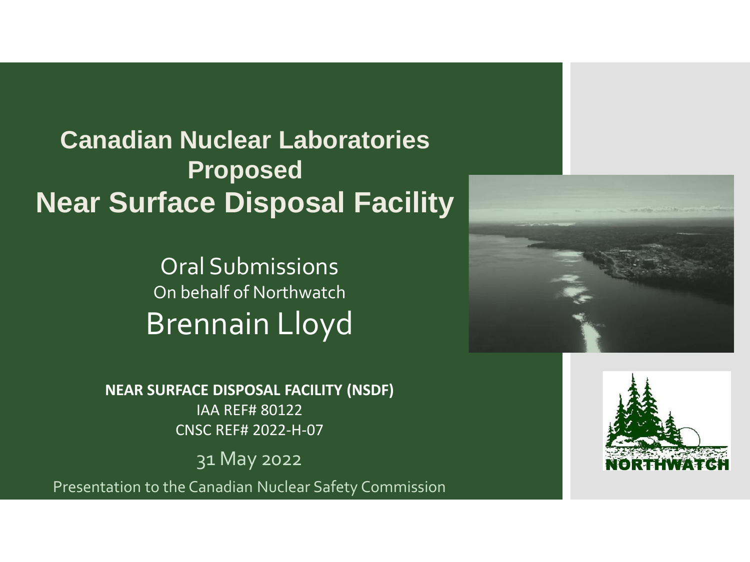# Canadian Nuclear Laboratories Proposed Near Surface Disposal Facility

Oral Submissions

On behalf of Northwatch

Brennain Lloyd

**NEAR SURFACE DISPOSAL FACILITY (NSDF)**

IAA REF# 80122

CNSC REF# 2022-H-07

31 May 2022

Presentation to the Canadian Nuclear Safety Commission

NORTHWATCH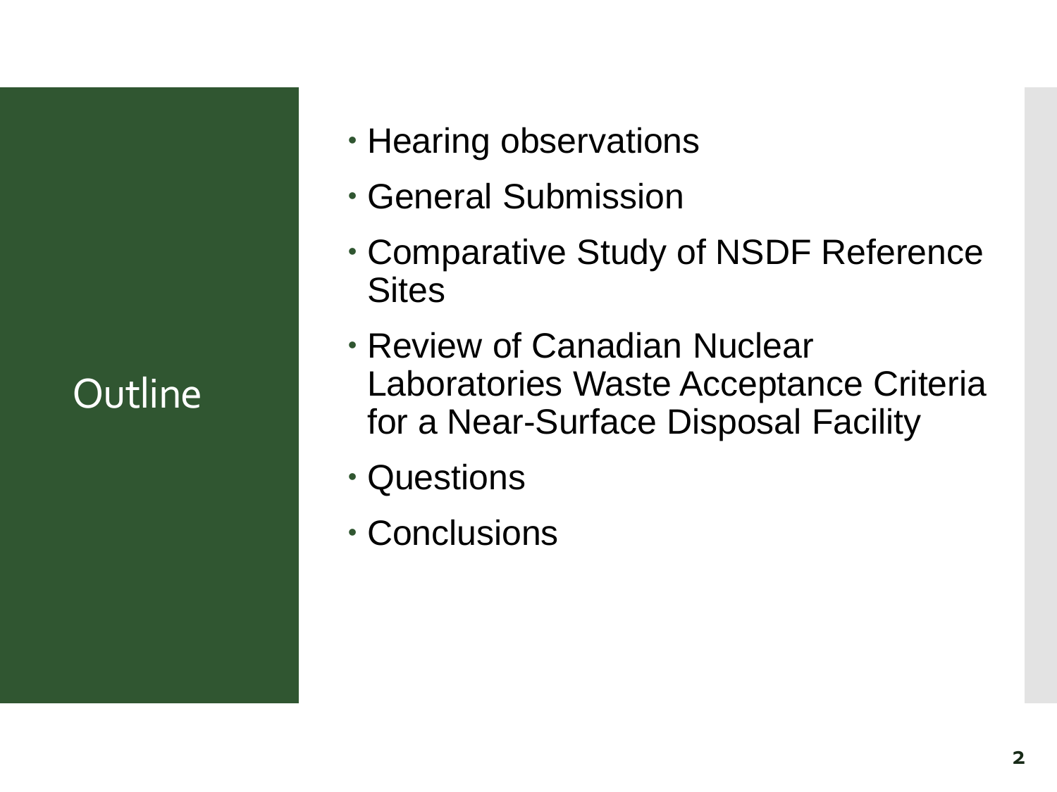# Outline

- Hearing observations
- General Submission
- Comparative Study of NSDF Reference Sites
- Review of Canadian Nuclear Laboratories Waste Acceptance Criteria for a Near-Surface Disposal Facility
- Questions
- Conclusions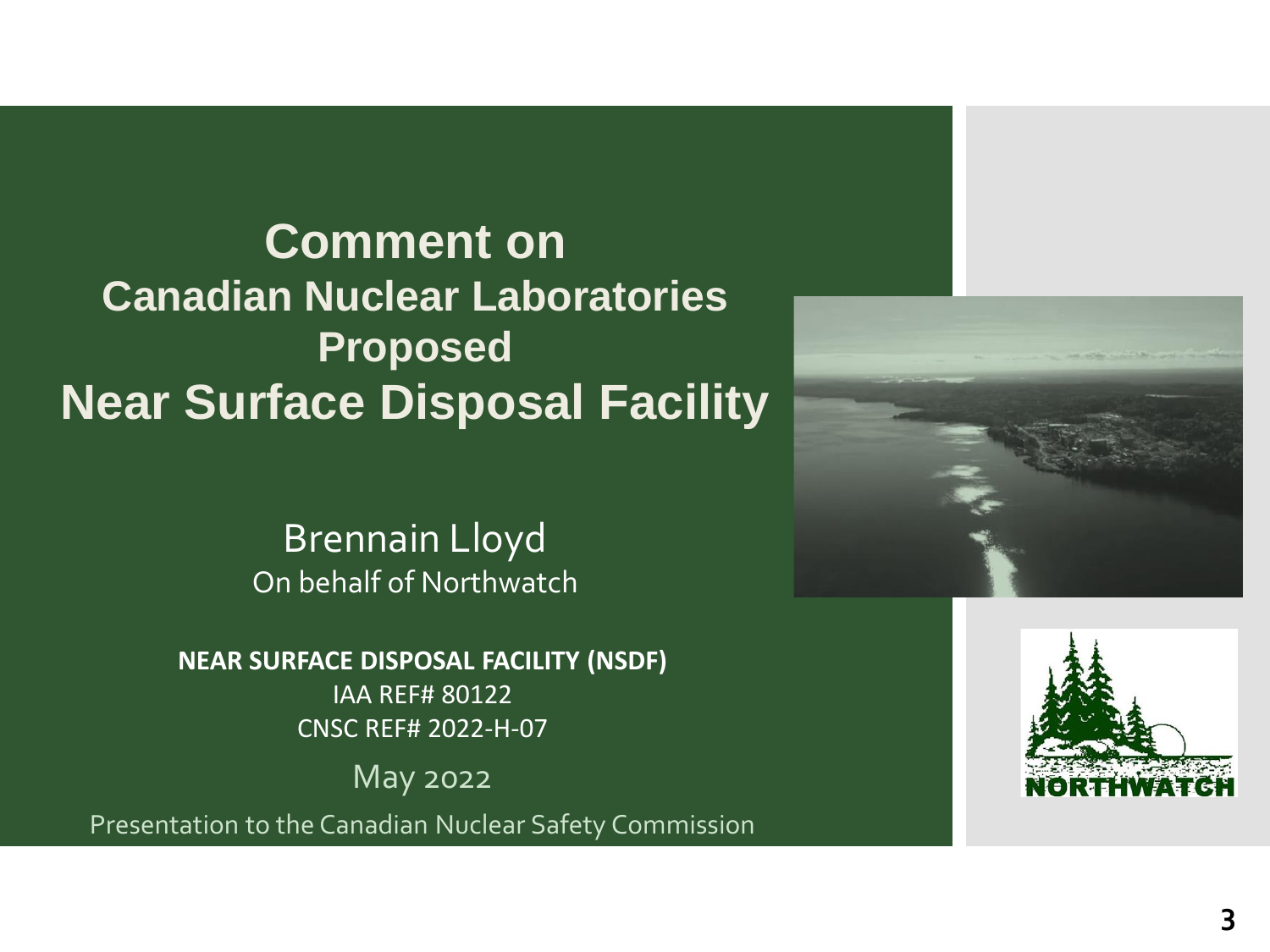# Comment on Canadian Nuclear Laboratories Proposed Near Surface Disposal Facility

Brennain Lloyd

On behalf of Northwatch

**NEAR SURFACE DISPOSAL FACILITY (NSDF)**

IAA REF# 80122

CNSC REF# 2022-H-07

May 2022

Presentation to the Canadian Nuclear Safety Commission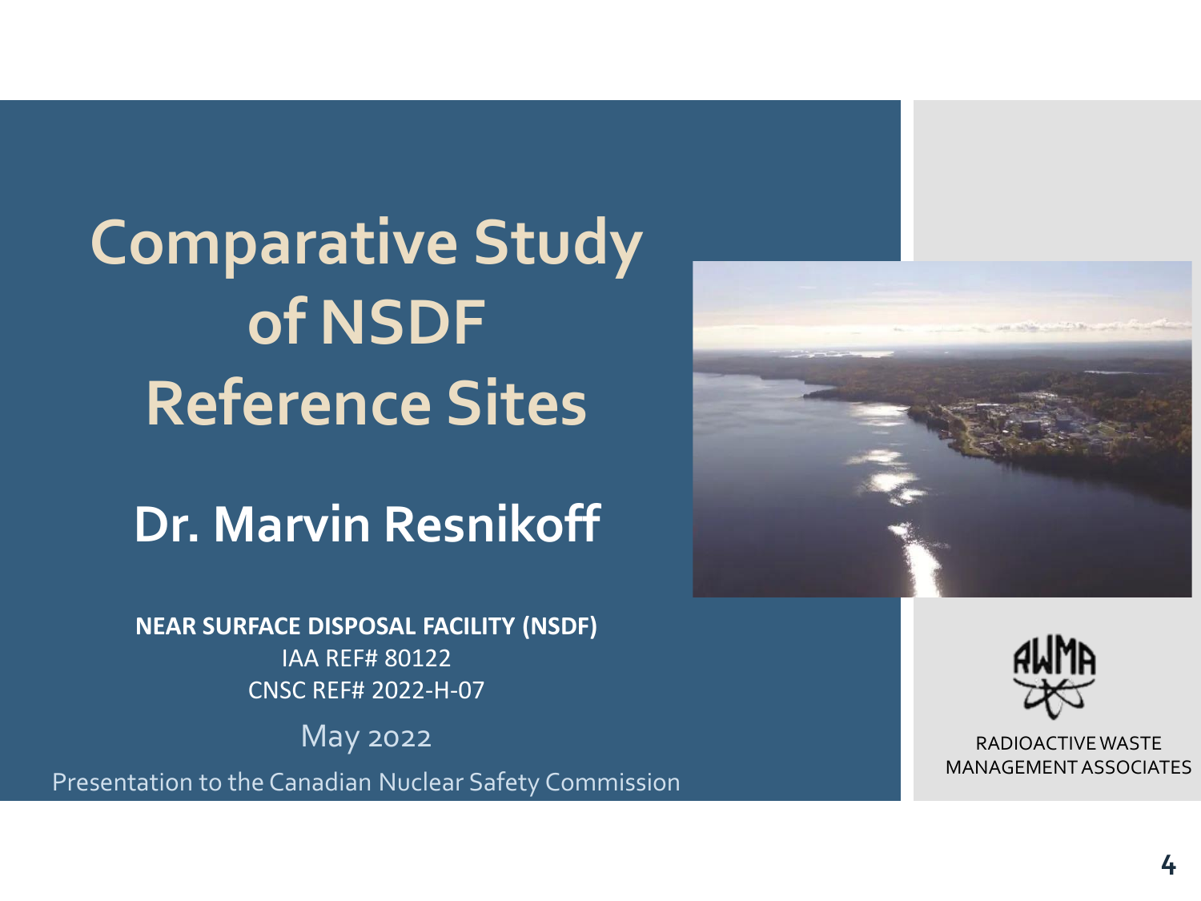# Comparative Study of NSDF Reference Sites

## Dr. Marvin Resnikoff

**NEAR SURFACE DISPOSAL FACILITY (NSDF)**

IAA REF# 80122

CNSC REF# 2022-H-07

May 2022

Presentation to the Canadian Nuclear Safety Commission

RADIOACTIVE WASTE MANAGEMENT ASSOCIATES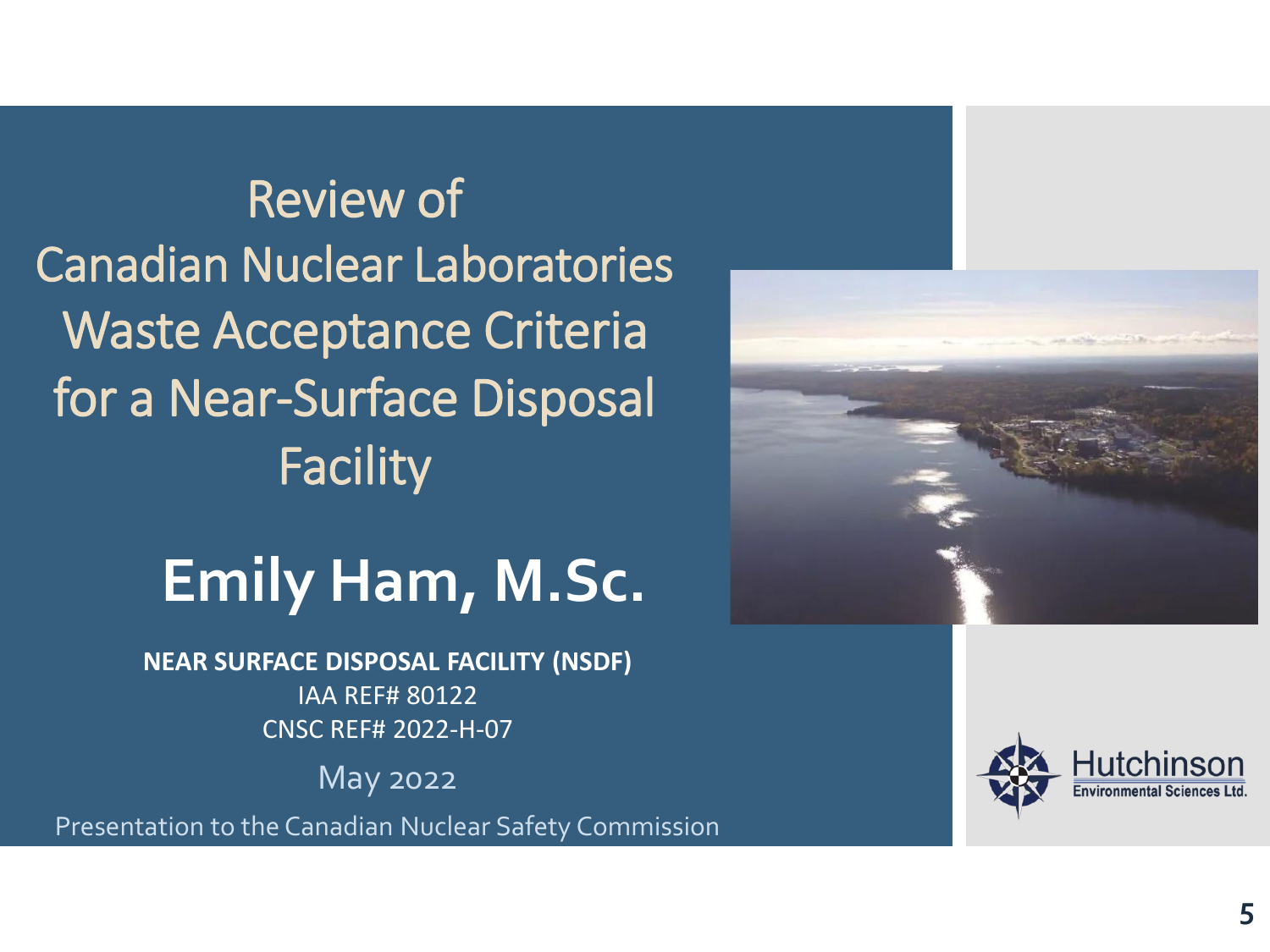# Review of Canadian Nuclear Laboratories Waste Acceptance Criteria for a Near-Surface Disposal Facility

## Emily Ham, M.Sc.

**NEAR SURFACE DISPOSAL FACILITY (NSDF)**

IAA REF# 80122

CNSC REF# 2022-H-07

May 2022

Presentation to the Canadian Nuclear Safety Commission

Hutchinson Environmental Sciences Ltd.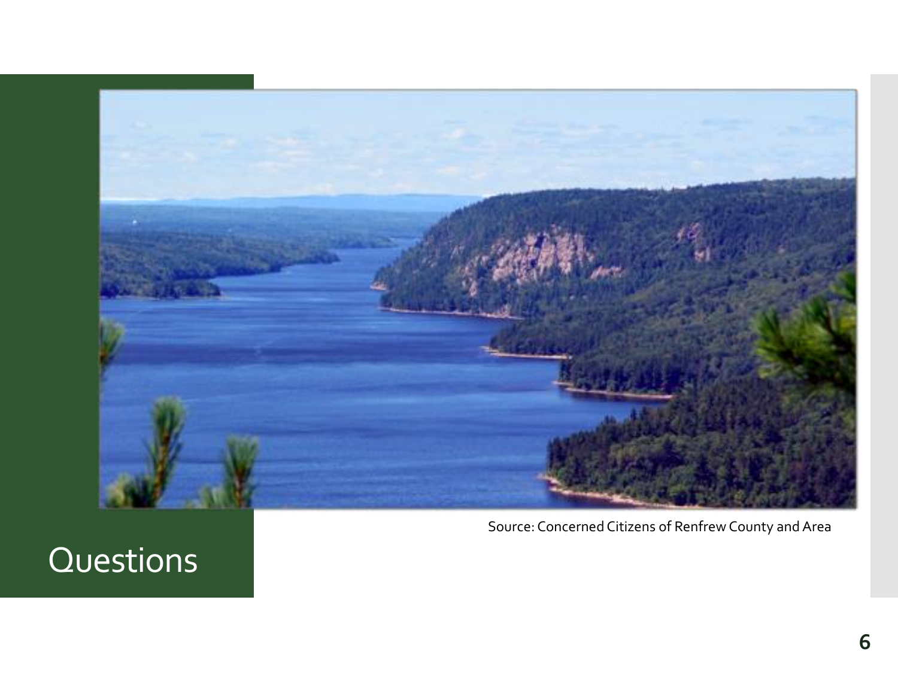Source: Concerned Citizens of Renfrew County and Area

# Questions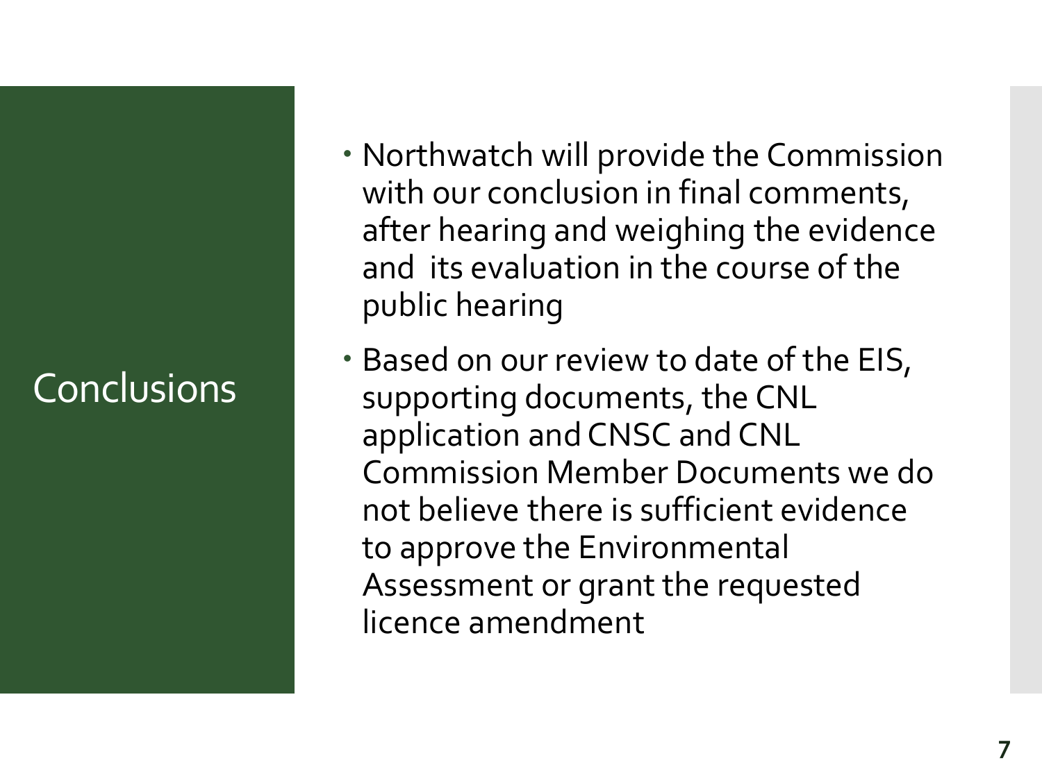# Conclusions

- Northwatch will provide the Commission with our conclusion in final comments, after hearing and weighing the evidence and its evaluation in the course of the public hearing
- Based on our review to date of the EIS, supporting documents, the CNL application and CNSC and CNL Commission Member Documents we do not believe there is sufficient evidence to approve the Environmental Assessment or grant the requested licence amendment